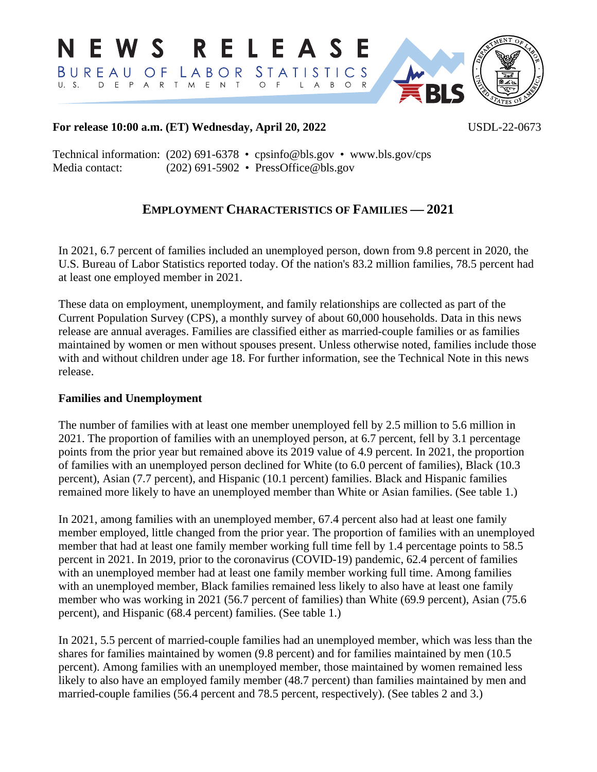# NEWS RELEASE

BUREAU OF LABOR STATISTICS
U. S. DEPARTMENT OF LABOR

**For release 10:00 a.m. (ET) Wednesday, April 20, 2022** USDL-22-0673

Technical information: (202) 691-6378 • cpsinfo@bls.gov • www.bls.gov/cps
Media contact: (202) 691-5902 • PressOffice@bls.gov

## EMPLOYMENT CHARACTERISTICS OF FAMILIES — 2021

In 2021, 6.7 percent of families included an unemployed person, down from 9.8 percent in 2020, the U.S. Bureau of Labor Statistics reported today. Of the nation's 83.2 million families, 78.5 percent had at least one employed member in 2021.

These data on employment, unemployment, and family relationships are collected as part of the Current Population Survey (CPS), a monthly survey of about 60,000 households. Data in this news release are annual averages. Families are classified either as married-couple families or as families maintained by women or men without spouses present. Unless otherwise noted, families include those with and without children under age 18. For further information, see the Technical Note in this news release.

### Families and Unemployment

The number of families with at least one member unemployed fell by 2.5 million to 5.6 million in 2021. The proportion of families with an unemployed person, at 6.7 percent, fell by 3.1 percentage points from the prior year but remained above its 2019 value of 4.9 percent. In 2021, the proportion of families with an unemployed person declined for White (to 6.0 percent of families), Black (10.3 percent), Asian (7.7 percent), and Hispanic (10.1 percent) families. Black and Hispanic families remained more likely to have an unemployed member than White or Asian families. (See table 1.)

In 2021, among families with an unemployed member, 67.4 percent also had at least one family member employed, little changed from the prior year. The proportion of families with an unemployed member that had at least one family member working full time fell by 1.4 percentage points to 58.5 percent in 2021. In 2019, prior to the coronavirus (COVID-19) pandemic, 62.4 percent of families with an unemployed member had at least one family member working full time. Among families with an unemployed member, Black families remained less likely to also have at least one family member who was working in 2021 (56.7 percent of families) than White (69.9 percent), Asian (75.6 percent), and Hispanic (68.4 percent) families. (See table 1.)

In 2021, 5.5 percent of married-couple families had an unemployed member, which was less than the shares for families maintained by women (9.8 percent) and for families maintained by men (10.5 percent). Among families with an unemployed member, those maintained by women remained less likely to also have an employed family member (48.7 percent) than families maintained by men and married-couple families (56.4 percent and 78.5 percent, respectively). (See tables 2 and 3.)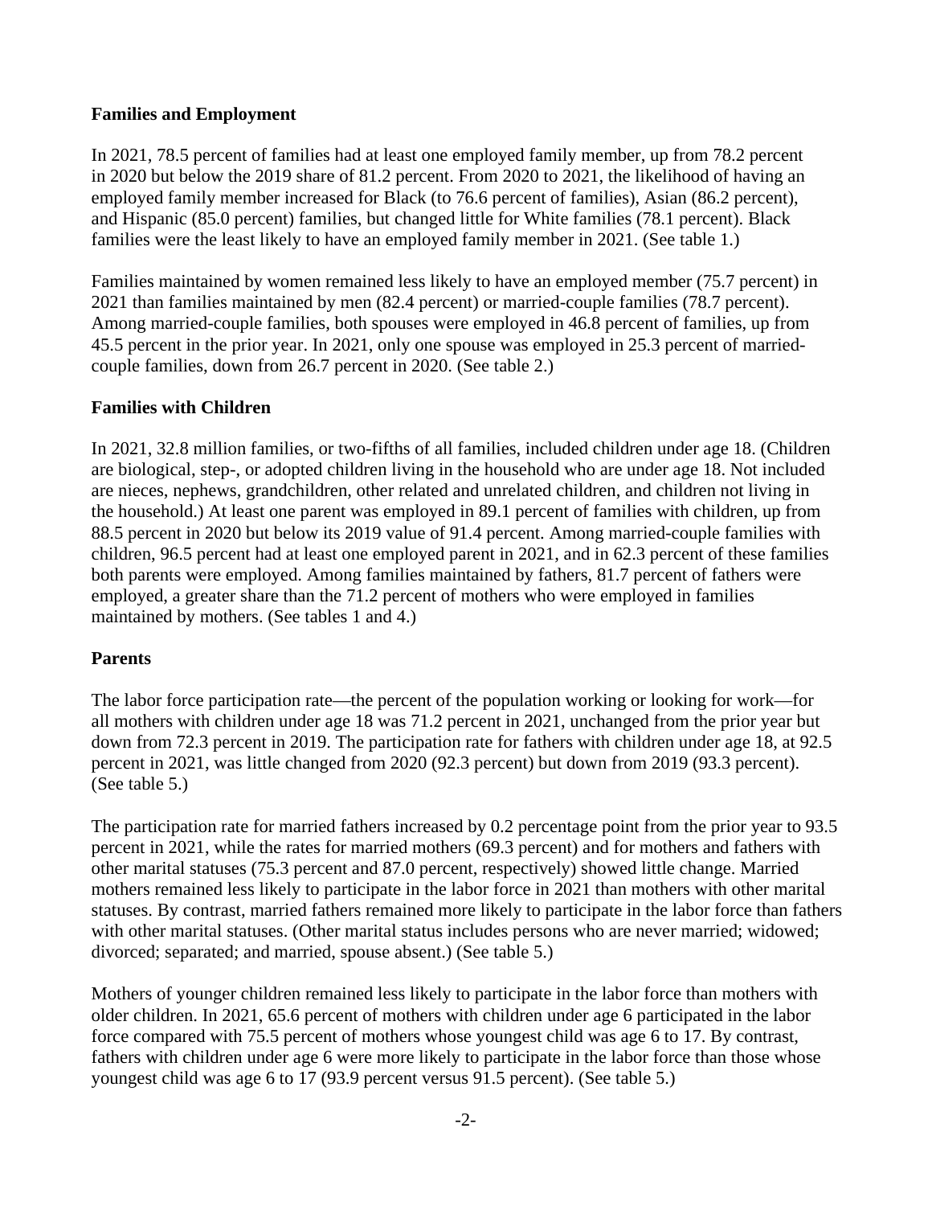## Families and Employment

In 2021, 78.5 percent of families had at least one employed family member, up from 78.2 percent in 2020 but below the 2019 share of 81.2 percent. From 2020 to 2021, the likelihood of having an employed family member increased for Black (to 76.6 percent of families), Asian (86.2 percent), and Hispanic (85.0 percent) families, but changed little for White families (78.1 percent). Black families were the least likely to have an employed family member in 2021. (See table 1.)

Families maintained by women remained less likely to have an employed member (75.7 percent) in 2021 than families maintained by men (82.4 percent) or married-couple families (78.7 percent). Among married-couple families, both spouses were employed in 46.8 percent of families, up from 45.5 percent in the prior year. In 2021, only one spouse was employed in 25.3 percent of married-couple families, down from 26.7 percent in 2020. (See table 2.)

## Families with Children

In 2021, 32.8 million families, or two-fifths of all families, included children under age 18. (Children are biological, step-, or adopted children living in the household who are under age 18. Not included are nieces, nephews, grandchildren, other related and unrelated children, and children not living in the household.) At least one parent was employed in 89.1 percent of families with children, up from 88.5 percent in 2020 but below its 2019 value of 91.4 percent. Among married-couple families with children, 96.5 percent had at least one employed parent in 2021, and in 62.3 percent of these families both parents were employed. Among families maintained by fathers, 81.7 percent of fathers were employed, a greater share than the 71.2 percent of mothers who were employed in families maintained by mothers. (See tables 1 and 4.)

## Parents

The labor force participation rate—the percent of the population working or looking for work—for all mothers with children under age 18 was 71.2 percent in 2021, unchanged from the prior year but down from 72.3 percent in 2019. The participation rate for fathers with children under age 18, at 92.5 percent in 2021, was little changed from 2020 (92.3 percent) but down from 2019 (93.3 percent). (See table 5.)

The participation rate for married fathers increased by 0.2 percentage point from the prior year to 93.5 percent in 2021, while the rates for married mothers (69.3 percent) and for mothers and fathers with other marital statuses (75.3 percent and 87.0 percent, respectively) showed little change. Married mothers remained less likely to participate in the labor force in 2021 than mothers with other marital statuses. By contrast, married fathers remained more likely to participate in the labor force than fathers with other marital statuses. (Other marital status includes persons who are never married; widowed; divorced; separated; and married, spouse absent.) (See table 5.)

Mothers of younger children remained less likely to participate in the labor force than mothers with older children. In 2021, 65.6 percent of mothers with children under age 6 participated in the labor force compared with 75.5 percent of mothers whose youngest child was age 6 to 17. By contrast, fathers with children under age 6 were more likely to participate in the labor force than those whose youngest child was age 6 to 17 (93.9 percent versus 91.5 percent). (See table 5.)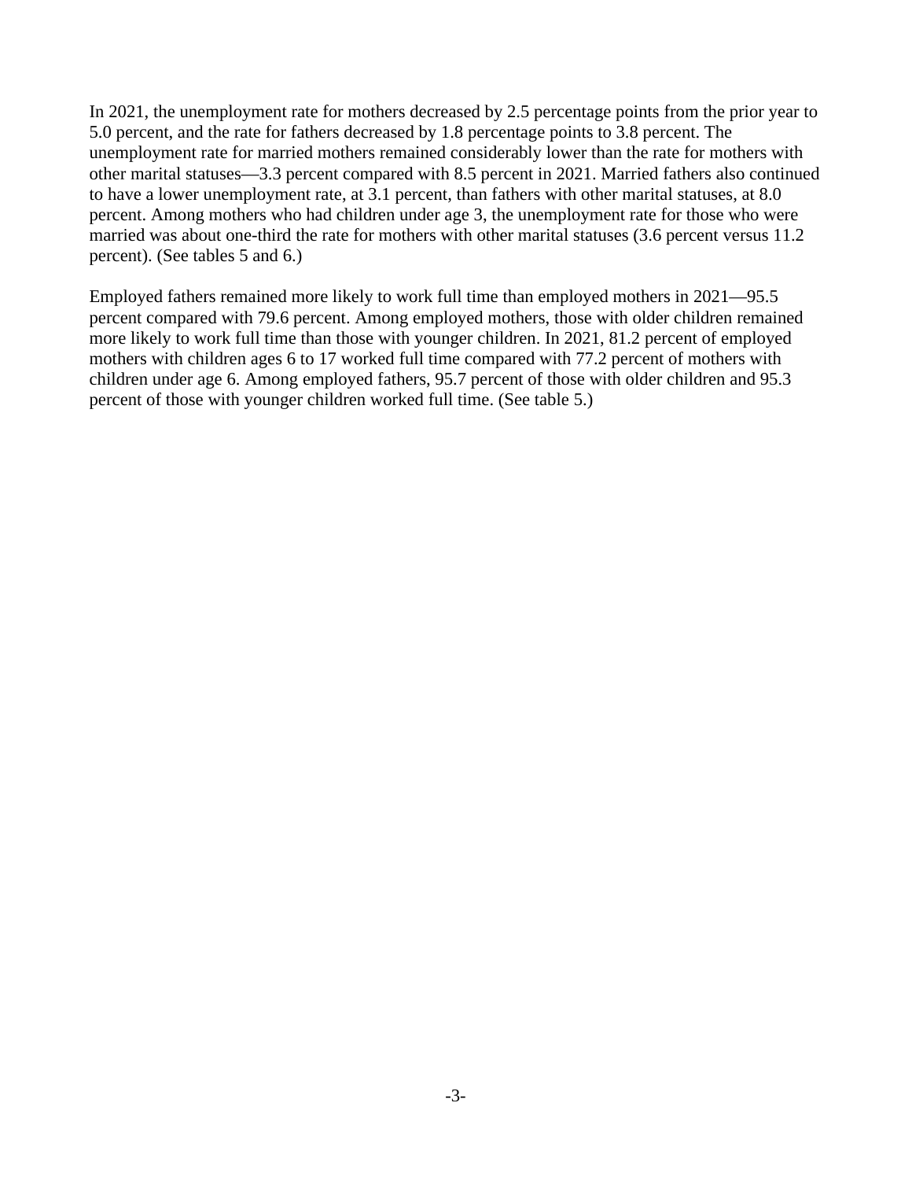In 2021, the unemployment rate for mothers decreased by 2.5 percentage points from the prior year to 5.0 percent, and the rate for fathers decreased by 1.8 percentage points to 3.8 percent. The unemployment rate for married mothers remained considerably lower than the rate for mothers with other marital statuses—3.3 percent compared with 8.5 percent in 2021. Married fathers also continued to have a lower unemployment rate, at 3.1 percent, than fathers with other marital statuses, at 8.0 percent. Among mothers who had children under age 3, the unemployment rate for those who were married was about one-third the rate for mothers with other marital statuses (3.6 percent versus 11.2 percent). (See tables 5 and 6.)

Employed fathers remained more likely to work full time than employed mothers in 2021—95.5 percent compared with 79.6 percent. Among employed mothers, those with older children remained more likely to work full time than those with younger children. In 2021, 81.2 percent of employed mothers with children ages 6 to 17 worked full time compared with 77.2 percent of mothers with children under age 6. Among employed fathers, 95.7 percent of those with older children and 95.3 percent of those with younger children worked full time. (See table 5.)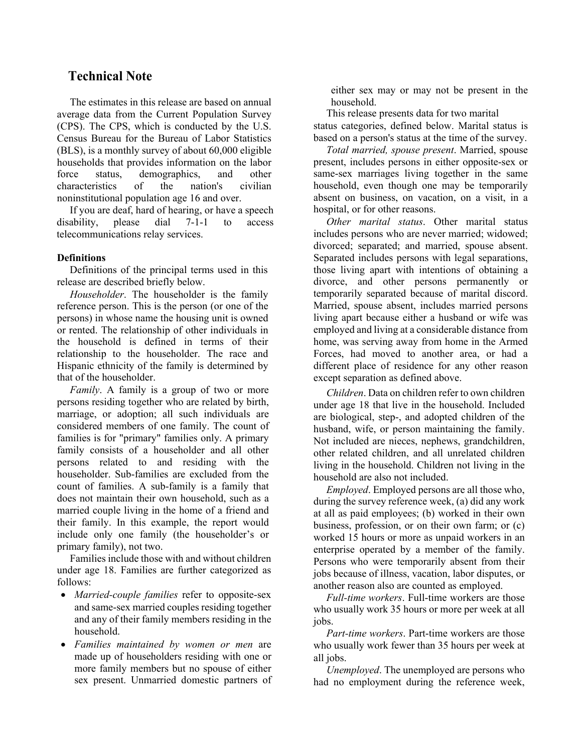## Technical Note

The estimates in this release are based on annual average data from the Current Population Survey (CPS). The CPS, which is conducted by the U.S. Census Bureau for the Bureau of Labor Statistics (BLS), is a monthly survey of about 60,000 eligible households that provides information on the labor force status, demographics, and other characteristics of the nation's civilian noninstitutional population age 16 and over.

If you are deaf, hard of hearing, or have a speech disability, please dial 7-1-1 to access telecommunications relay services.

**Definitions**

Definitions of the principal terms used in this release are described briefly below.

*Householder*. The householder is the family reference person. This is the person (or one of the persons) in whose name the housing unit is owned or rented. The relationship of other individuals in the household is defined in terms of their relationship to the householder. The race and Hispanic ethnicity of the family is determined by that of the householder.

*Family*. A family is a group of two or more persons residing together who are related by birth, marriage, or adoption; all such individuals are considered members of one family. The count of families is for "primary" families only. A primary family consists of a householder and all other persons related to and residing with the householder. Sub-families are excluded from the count of families. A sub-family is a family that does not maintain their own household, such as a married couple living in the home of a friend and their family. In this example, the report would include only one family (the householder's or primary family), not two.

Families include those with and without children under age 18. Families are further categorized as follows:

- *Married-couple families* refer to opposite-sex and same-sex married couples residing together and any of their family members residing in the household.
- *Families maintained by women or men* are made up of householders residing with one or more family members but no spouse of either sex present. Unmarried domestic partners of either sex may or may not be present in the household.

This release presents data for two marital status categories, defined below. Marital status is based on a person's status at the time of the survey.

*Total married, spouse present*. Married, spouse present, includes persons in either opposite-sex or same-sex marriages living together in the same household, even though one may be temporarily absent on business, on vacation, on a visit, in a hospital, or for other reasons.

*Other marital status*. Other marital status includes persons who are never married; widowed; divorced; separated; and married, spouse absent. Separated includes persons with legal separations, those living apart with intentions of obtaining a divorce, and other persons permanently or temporarily separated because of marital discord. Married, spouse absent, includes married persons living apart because either a husband or wife was employed and living at a considerable distance from home, was serving away from home in the Armed Forces, had moved to another area, or had a different place of residence for any other reason except separation as defined above.

*Children*. Data on children refer to own children under age 18 that live in the household. Included are biological, step-, and adopted children of the husband, wife, or person maintaining the family. Not included are nieces, nephews, grandchildren, other related children, and all unrelated children living in the household. Children not living in the household are also not included.

*Employed*. Employed persons are all those who, during the survey reference week, (a) did any work at all as paid employees; (b) worked in their own business, profession, or on their own farm; or (c) worked 15 hours or more as unpaid workers in an enterprise operated by a member of the family. Persons who were temporarily absent from their jobs because of illness, vacation, labor disputes, or another reason also are counted as employed.

*Full-time workers*. Full-time workers are those who usually work 35 hours or more per week at all jobs.

*Part-time workers*. Part-time workers are those who usually work fewer than 35 hours per week at all jobs.

*Unemployed*. The unemployed are persons who had no employment during the reference week,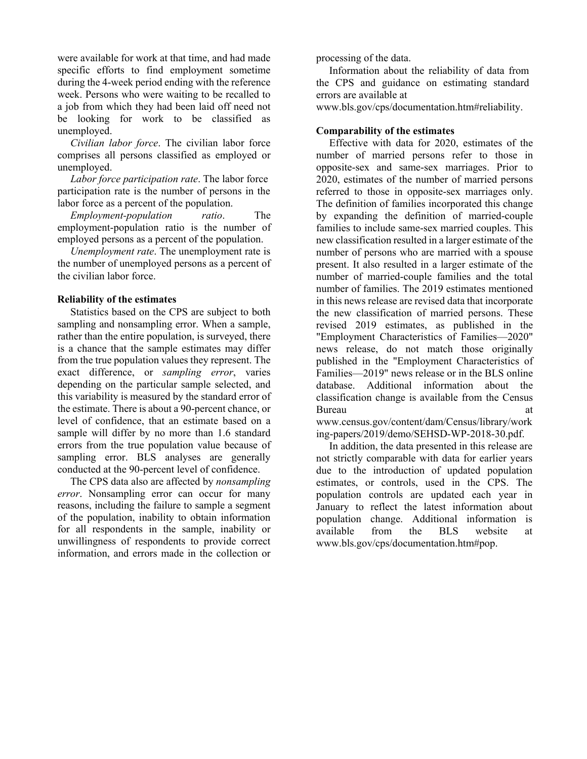were available for work at that time, and had made specific efforts to find employment sometime during the 4-week period ending with the reference week. Persons who were waiting to be recalled to a job from which they had been laid off need not be looking for work to be classified as unemployed.

*Civilian labor force*. The civilian labor force comprises all persons classified as employed or unemployed.

*Labor force participation rate*. The labor force participation rate is the number of persons in the labor force as a percent of the population.

*Employment-population ratio*. The employment-population ratio is the number of employed persons as a percent of the population.

*Unemployment rate*. The unemployment rate is the number of unemployed persons as a percent of the civilian labor force.

**Reliability of the estimates**

Statistics based on the CPS are subject to both sampling and nonsampling error. When a sample, rather than the entire population, is surveyed, there is a chance that the sample estimates may differ from the true population values they represent. The exact difference, or *sampling error*, varies depending on the particular sample selected, and this variability is measured by the standard error of the estimate. There is about a 90-percent chance, or level of confidence, that an estimate based on a sample will differ by no more than 1.6 standard errors from the true population value because of sampling error. BLS analyses are generally conducted at the 90-percent level of confidence.

The CPS data also are affected by *nonsampling error*. Nonsampling error can occur for many reasons, including the failure to sample a segment of the population, inability to obtain information for all respondents in the sample, inability or unwillingness of respondents to provide correct information, and errors made in the collection or processing of the data.

Information about the reliability of data from the CPS and guidance on estimating standard errors are available at www.bls.gov/cps/documentation.htm#reliability.

**Comparability of the estimates**

Effective with data for 2020, estimates of the number of married persons refer to those in opposite-sex and same-sex marriages. Prior to 2020, estimates of the number of married persons referred to those in opposite-sex marriages only. The definition of families incorporated this change by expanding the definition of married-couple families to include same-sex married couples. This new classification resulted in a larger estimate of the number of persons who are married with a spouse present. It also resulted in a larger estimate of the number of married-couple families and the total number of families. The 2019 estimates mentioned in this news release are revised data that incorporate the new classification of married persons. These revised 2019 estimates, as published in the "Employment Characteristics of Families—2020" news release, do not match those originally published in the "Employment Characteristics of Families—2019" news release or in the BLS online database. Additional information about the classification change is available from the Census Bureau at www.census.gov/content/dam/Census/library/working-papers/2019/demo/SEHSD-WP-2018-30.pdf.

In addition, the data presented in this release are not strictly comparable with data for earlier years due to the introduction of updated population estimates, or controls, used in the CPS. The population controls are updated each year in January to reflect the latest information about population change. Additional information is available from the BLS website at www.bls.gov/cps/documentation.htm#pop.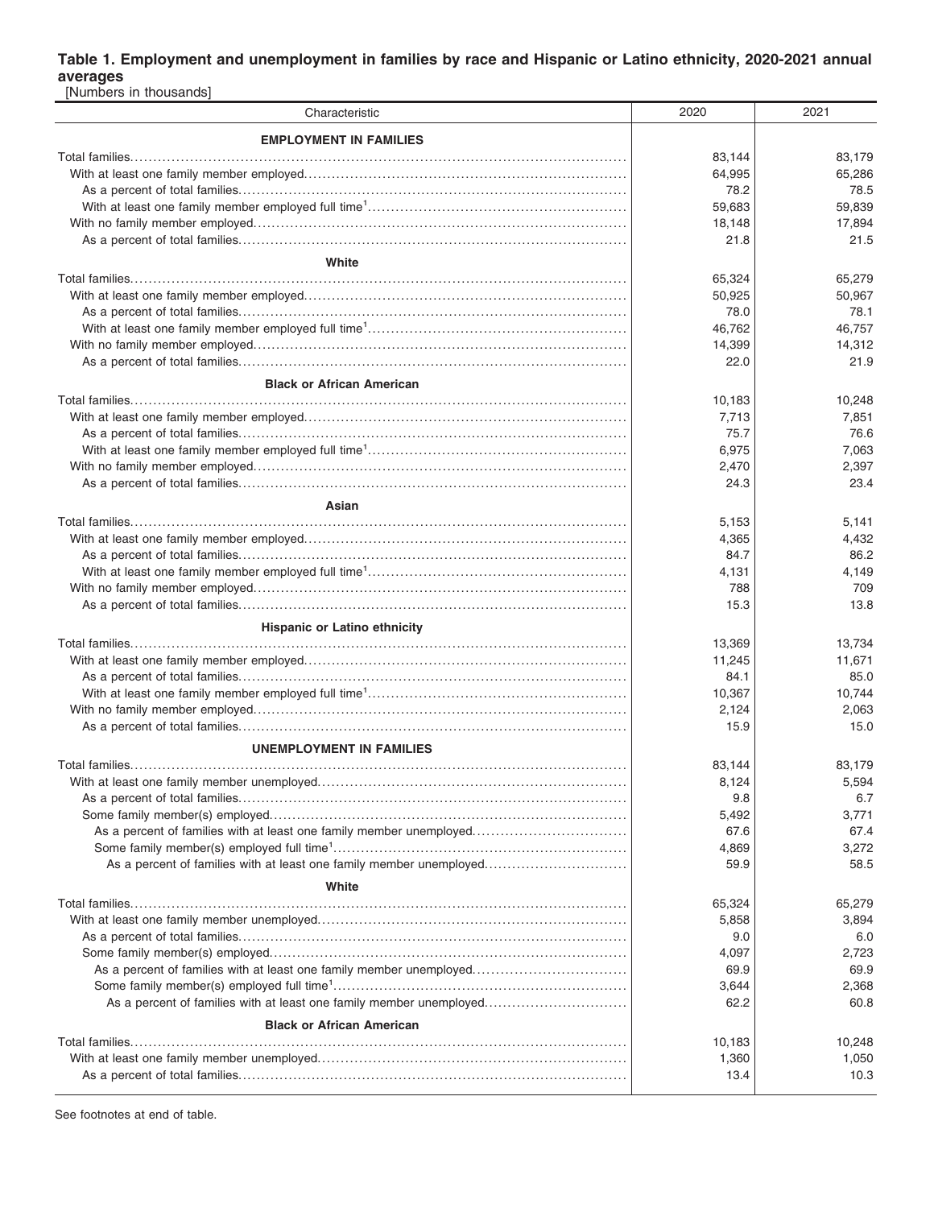**Table 1. Employment and unemployment in families by race and Hispanic or Latino ethnicity, 2020-2021 annual averages**

[Numbers in thousands]

| Characteristic | 2020 | 2021 |
|---|---|---|
| **EMPLOYMENT IN FAMILIES** | | |
| Total families | 83,144 | 83,179 |
| With at least one family member employed | 64,995 | 65,286 |
| As a percent of total families | 78.2 | 78.5 |
| With at least one family member employed full time[1] | 59,683 | 59,839 |
| With no family member employed | 18,148 | 17,894 |
| As a percent of total families | 21.8 | 21.5 |
| **White** | | |
| Total families | 65,324 | 65,279 |
| With at least one family member employed | 50,925 | 50,967 |
| As a percent of total families | 78.0 | 78.1 |
| With at least one family member employed full time[1] | 46,762 | 46,757 |
| With no family member employed | 14,399 | 14,312 |
| As a percent of total families | 22.0 | 21.9 |
| **Black or African American** | | |
| Total families | 10,183 | 10,248 |
| With at least one family member employed | 7,713 | 7,851 |
| As a percent of total families | 75.7 | 76.6 |
| With at least one family member employed full time[1] | 6,975 | 7,063 |
| With no family member employed | 2,470 | 2,397 |
| As a percent of total families | 24.3 | 23.4 |
| **Asian** | | |
| Total families | 5,153 | 5,141 |
| With at least one family member employed | 4,365 | 4,432 |
| As a percent of total families | 84.7 | 86.2 |
| With at least one family member employed full time[1] | 4,131 | 4,149 |
| With no family member employed | 788 | 709 |
| As a percent of total families | 15.3 | 13.8 |
| **Hispanic or Latino ethnicity** | | |
| Total families | 13,369 | 13,734 |
| With at least one family member employed | 11,245 | 11,671 |
| As a percent of total families | 84.1 | 85.0 |
| With at least one family member employed full time[1] | 10,367 | 10,744 |
| With no family member employed | 2,124 | 2,063 |
| As a percent of total families | 15.9 | 15.0 |
| **UNEMPLOYMENT IN FAMILIES** | | |
| Total families | 83,144 | 83,179 |
| With at least one family member unemployed | 8,124 | 5,594 |
| As a percent of total families | 9.8 | 6.7 |
| Some family member(s) employed | 5,492 | 3,771 |
| As a percent of families with at least one family member unemployed | 67.6 | 67.4 |
| Some family member(s) employed full time[1] | 4,869 | 3,272 |
| As a percent of families with at least one family member unemployed | 59.9 | 58.5 |
| **White** | | |
| Total families | 65,324 | 65,279 |
| With at least one family member unemployed | 5,858 | 3,894 |
| As a percent of total families | 9.0 | 6.0 |
| Some family member(s) employed | 4,097 | 2,723 |
| As a percent of families with at least one family member unemployed | 69.9 | 69.9 |
| Some family member(s) employed full time[1] | 3,644 | 2,368 |
| As a percent of families with at least one family member unemployed | 62.2 | 60.8 |
| **Black or African American** | | |
| Total families | 10,183 | 10,248 |
| With at least one family member unemployed | 1,360 | 1,050 |
| As a percent of total families | 13.4 | 10.3 |

See footnotes at end of table.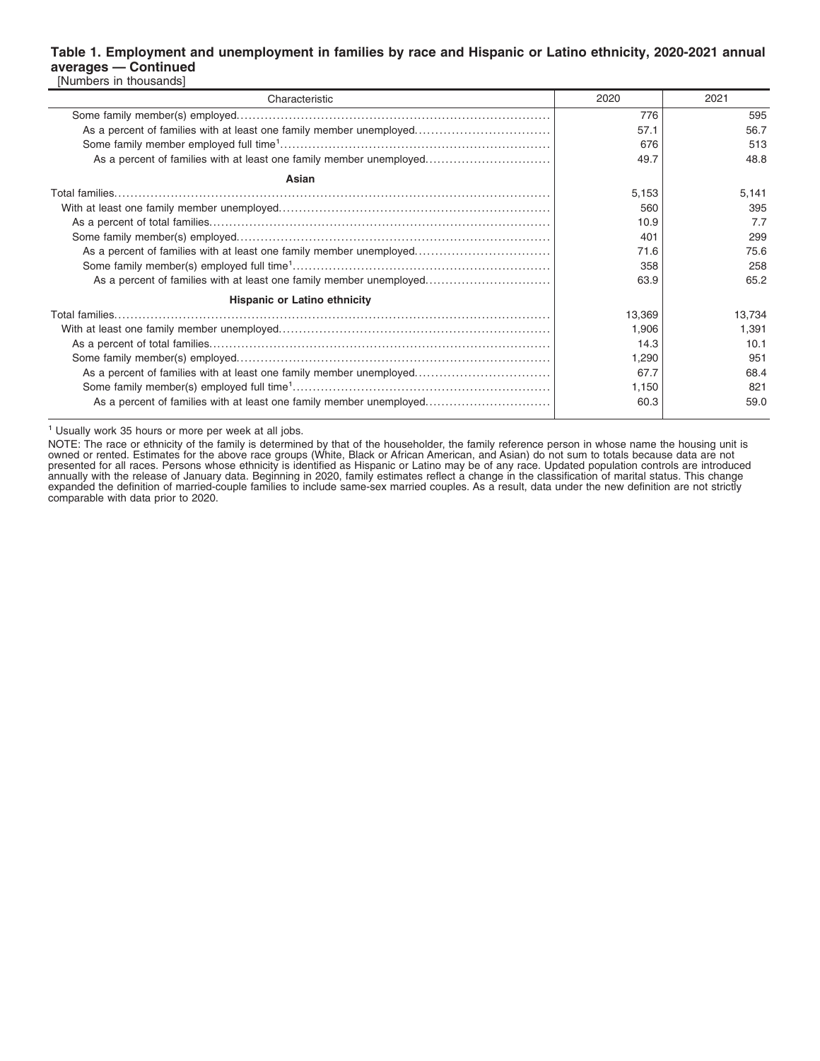**Table 1. Employment and unemployment in families by race and Hispanic or Latino ethnicity, 2020-2021 annual averages — Continued**

[Numbers in thousands]

| Characteristic | 2020 | 2021 |
|---|---|---|
| Some family member(s) employed | 776 | 595 |
| As a percent of families with at least one family member unemployed | 57.1 | 56.7 |
| Some family member employed full time[1] | 676 | 513 |
| As a percent of families with at least one family member unemployed | 49.7 | 48.8 |
| **Asian** | | |
| Total families | 5,153 | 5,141 |
| With at least one family member unemployed | 560 | 395 |
| As a percent of total families | 10.9 | 7.7 |
| Some family member(s) employed | 401 | 299 |
| As a percent of families with at least one family member unemployed | 71.6 | 75.6 |
| Some family member(s) employed full time[1] | 358 | 258 |
| As a percent of families with at least one family member unemployed | 63.9 | 65.2 |
| **Hispanic or Latino ethnicity** | | |
| Total families | 13,369 | 13,734 |
| With at least one family member unemployed | 1,906 | 1,391 |
| As a percent of total families | 14.3 | 10.1 |
| Some family member(s) employed | 1,290 | 951 |
| As a percent of families with at least one family member unemployed | 67.7 | 68.4 |
| Some family member(s) employed full time[1] | 1,150 | 821 |
| As a percent of families with at least one family member unemployed | 60.3 | 59.0 |

[1] Usually work 35 hours or more per week at all jobs.

NOTE: The race or ethnicity of the family is determined by that of the householder, the family reference person in whose name the housing unit is owned or rented. Estimates for the above race groups (White, Black or African American, and Asian) do not sum to totals because data are not presented for all races. Persons whose ethnicity is identified as Hispanic or Latino may be of any race. Updated population controls are introduced annually with the release of January data. Beginning in 2020, family estimates reflect a change in the classification of marital status. This change expanded the definition of married-couple families to include same-sex married couples. As a result, data under the new definition are not strictly comparable with data prior to 2020.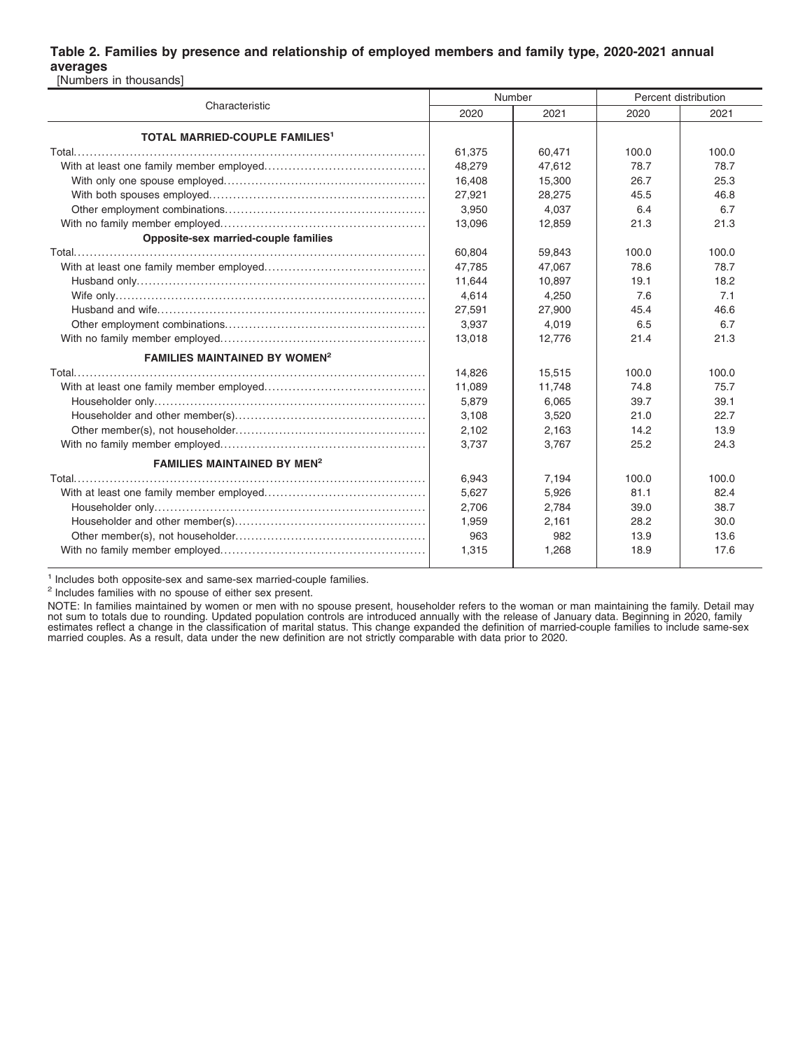### Table 2. Families by presence and relationship of employed members and family type, 2020-2021 annual averages

[Numbers in thousands]

| Characteristic | Number | | Percent distribution | |
|---|---|---|---|---|
| | 2020 | 2021 | 2020 | 2021 |
| **TOTAL MARRIED-COUPLE FAMILIES[1]** | | | | |
| Total | 61,375 | 60,471 | 100.0 | 100.0 |
| With at least one family member employed | 48,279 | 47,612 | 78.7 | 78.7 |
| With only one spouse employed | 16,408 | 15,300 | 26.7 | 25.3 |
| With both spouses employed | 27,921 | 28,275 | 45.5 | 46.8 |
| Other employment combinations | 3,950 | 4,037 | 6.4 | 6.7 |
| With no family member employed | 13,096 | 12,859 | 21.3 | 21.3 |
| **Opposite-sex married-couple families** | | | | |
| Total | 60,804 | 59,843 | 100.0 | 100.0 |
| With at least one family member employed | 47,785 | 47,067 | 78.6 | 78.7 |
| Husband only | 11,644 | 10,897 | 19.1 | 18.2 |
| Wife only | 4,614 | 4,250 | 7.6 | 7.1 |
| Husband and wife | 27,591 | 27,900 | 45.4 | 46.6 |
| Other employment combinations | 3,937 | 4,019 | 6.5 | 6.7 |
| With no family member employed | 13,018 | 12,776 | 21.4 | 21.3 |
| **FAMILIES MAINTAINED BY WOMEN[2]** | | | | |
| Total | 14,826 | 15,515 | 100.0 | 100.0 |
| With at least one family member employed | 11,089 | 11,748 | 74.8 | 75.7 |
| Householder only | 5,879 | 6,065 | 39.7 | 39.1 |
| Householder and other member(s) | 3,108 | 3,520 | 21.0 | 22.7 |
| Other member(s), not householder | 2,102 | 2,163 | 14.2 | 13.9 |
| With no family member employed | 3,737 | 3,767 | 25.2 | 24.3 |
| **FAMILIES MAINTAINED BY MEN[2]** | | | | |
| Total | 6,943 | 7,194 | 100.0 | 100.0 |
| With at least one family member employed | 5,627 | 5,926 | 81.1 | 82.4 |
| Householder only | 2,706 | 2,784 | 39.0 | 38.7 |
| Householder and other member(s) | 1,959 | 2,161 | 28.2 | 30.0 |
| Other member(s), not householder | 963 | 982 | 13.9 | 13.6 |
| With no family member employed | 1,315 | 1,268 | 18.9 | 17.6 |

[1] Includes both opposite-sex and same-sex married-couple families.

[2] Includes families with no spouse of either sex present.

NOTE: In families maintained by women or men with no spouse present, householder refers to the woman or man maintaining the family. Detail may not sum to totals due to rounding. Updated population controls are introduced annually with the release of January data. Beginning in 2020, family estimates reflect a change in the classification of marital status. This change expanded the definition of married-couple families to include same-sex married couples. As a result, data under the new definition are not strictly comparable with data prior to 2020.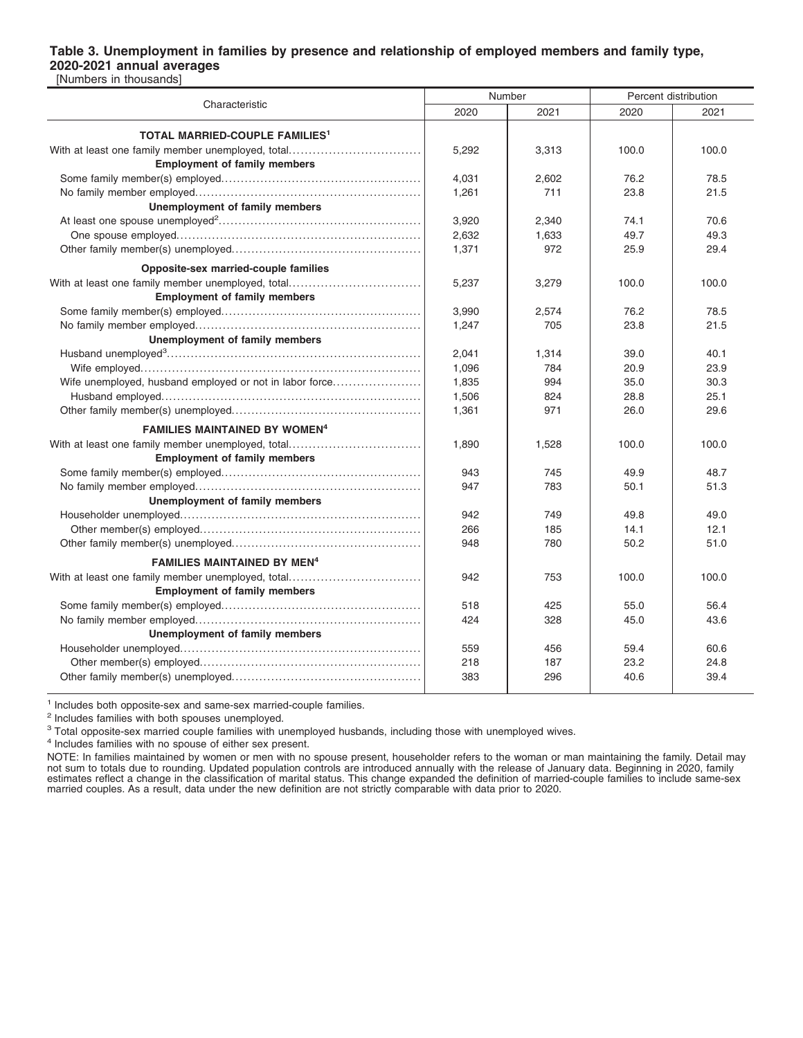**Table 3. Unemployment in families by presence and relationship of employed members and family type, 2020-2021 annual averages**

[Numbers in thousands]

| Characteristic | Number | | Percent distribution | |
|---|---|---|---|---|
| | 2020 | 2021 | 2020 | 2021 |
| **TOTAL MARRIED-COUPLE FAMILIES[1]** | | | | |
| With at least one family member unemployed, total | 5,292 | 3,313 | 100.0 | 100.0 |
| **Employment of family members** | | | | |
| Some family member(s) employed | 4,031 | 2,602 | 76.2 | 78.5 |
| No family member employed | 1,261 | 711 | 23.8 | 21.5 |
| **Unemployment of family members** | | | | |
| At least one spouse unemployed[2] | 3,920 | 2,340 | 74.1 | 70.6 |
| One spouse employed | 2,632 | 1,633 | 49.7 | 49.3 |
| Other family member(s) unemployed | 1,371 | 972 | 25.9 | 29.4 |
| **Opposite-sex married-couple families** | | | | |
| With at least one family member unemployed, total | 5,237 | 3,279 | 100.0 | 100.0 |
| **Employment of family members** | | | | |
| Some family member(s) employed | 3,990 | 2,574 | 76.2 | 78.5 |
| No family member employed | 1,247 | 705 | 23.8 | 21.5 |
| **Unemployment of family members** | | | | |
| Husband unemployed[3] | 2,041 | 1,314 | 39.0 | 40.1 |
| Wife employed | 1,096 | 784 | 20.9 | 23.9 |
| Wife unemployed, husband employed or not in labor force | 1,835 | 994 | 35.0 | 30.3 |
| Husband employed | 1,506 | 824 | 28.8 | 25.1 |
| Other family member(s) unemployed | 1,361 | 971 | 26.0 | 29.6 |
| **FAMILIES MAINTAINED BY WOMEN[4]** | | | | |
| With at least one family member unemployed, total | 1,890 | 1,528 | 100.0 | 100.0 |
| **Employment of family members** | | | | |
| Some family member(s) employed | 943 | 745 | 49.9 | 48.7 |
| No family member employed | 947 | 783 | 50.1 | 51.3 |
| **Unemployment of family members** | | | | |
| Householder unemployed | 942 | 749 | 49.8 | 49.0 |
| Other member(s) employed | 266 | 185 | 14.1 | 12.1 |
| Other family member(s) unemployed | 948 | 780 | 50.2 | 51.0 |
| **FAMILIES MAINTAINED BY MEN[4]** | | | | |
| With at least one family member unemployed, total | 942 | 753 | 100.0 | 100.0 |
| **Employment of family members** | | | | |
| Some family member(s) employed | 518 | 425 | 55.0 | 56.4 |
| No family member employed | 424 | 328 | 45.0 | 43.6 |
| **Unemployment of family members** | | | | |
| Householder unemployed | 559 | 456 | 59.4 | 60.6 |
| Other member(s) employed | 218 | 187 | 23.2 | 24.8 |
| Other family member(s) unemployed | 383 | 296 | 40.6 | 39.4 |

[1] Includes both opposite-sex and same-sex married-couple families.

[2] Includes families with both spouses unemployed.

[3] Total opposite-sex married couple families with unemployed husbands, including those with unemployed wives.

[4] Includes families with no spouse of either sex present.

NOTE: In families maintained by women or men with no spouse present, householder refers to the woman or man maintaining the family. Detail may not sum to totals due to rounding. Updated population controls are introduced annually with the release of January data. Beginning in 2020, family estimates reflect a change in the classification of marital status. This change expanded the definition of married-couple families to include same-sex married couples. As a result, data under the new definition are not strictly comparable with data prior to 2020.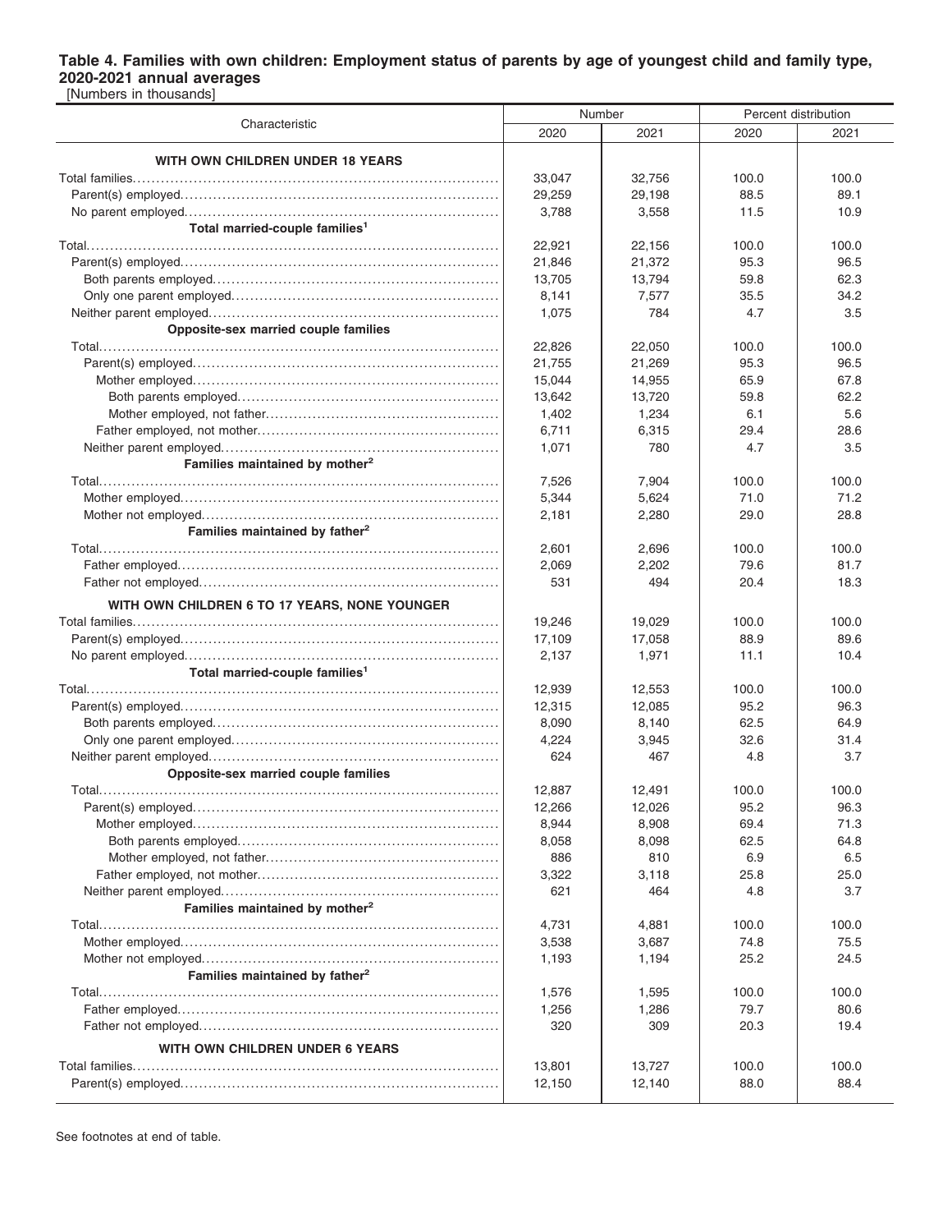### Table 4. Families with own children: Employment status of parents by age of youngest child and family type, 2020-2021 annual averages

[Numbers in thousands]

| Characteristic | Number | | Percent distribution | |
|---|---|---|---|---|
| | 2020 | 2021 | 2020 | 2021 |
| **WITH OWN CHILDREN UNDER 18 YEARS** | | | | |
| Total families | 33,047 | 32,756 | 100.0 | 100.0 |
| Parent(s) employed | 29,259 | 29,198 | 88.5 | 89.1 |
| No parent employed | 3,788 | 3,558 | 11.5 | 10.9 |
| **Total married-couple families[1]** | | | | |
| Total | 22,921 | 22,156 | 100.0 | 100.0 |
| Parent(s) employed | 21,846 | 21,372 | 95.3 | 96.5 |
| Both parents employed | 13,705 | 13,794 | 59.8 | 62.3 |
| Only one parent employed | 8,141 | 7,577 | 35.5 | 34.2 |
| Neither parent employed | 1,075 | 784 | 4.7 | 3.5 |
| **Opposite-sex married couple families** | | | | |
| Total | 22,826 | 22,050 | 100.0 | 100.0 |
| Parent(s) employed | 21,755 | 21,269 | 95.3 | 96.5 |
| Mother employed | 15,044 | 14,955 | 65.9 | 67.8 |
| Both parents employed | 13,642 | 13,720 | 59.8 | 62.2 |
| Mother employed, not father | 1,402 | 1,234 | 6.1 | 5.6 |
| Father employed, not mother | 6,711 | 6,315 | 29.4 | 28.6 |
| Neither parent employed | 1,071 | 780 | 4.7 | 3.5 |
| **Families maintained by mother[2]** | | | | |
| Total | 7,526 | 7,904 | 100.0 | 100.0 |
| Mother employed | 5,344 | 5,624 | 71.0 | 71.2 |
| Mother not employed | 2,181 | 2,280 | 29.0 | 28.8 |
| **Families maintained by father[2]** | | | | |
| Total | 2,601 | 2,696 | 100.0 | 100.0 |
| Father employed | 2,069 | 2,202 | 79.6 | 81.7 |
| Father not employed | 531 | 494 | 20.4 | 18.3 |
| **WITH OWN CHILDREN 6 TO 17 YEARS, NONE YOUNGER** | | | | |
| Total families | 19,246 | 19,029 | 100.0 | 100.0 |
| Parent(s) employed | 17,109 | 17,058 | 88.9 | 89.6 |
| No parent employed | 2,137 | 1,971 | 11.1 | 10.4 |
| **Total married-couple families[1]** | | | | |
| Total | 12,939 | 12,553 | 100.0 | 100.0 |
| Parent(s) employed | 12,315 | 12,085 | 95.2 | 96.3 |
| Both parents employed | 8,090 | 8,140 | 62.5 | 64.9 |
| Only one parent employed | 4,224 | 3,945 | 32.6 | 31.4 |
| Neither parent employed | 624 | 467 | 4.8 | 3.7 |
| **Opposite-sex married couple families** | | | | |
| Total | 12,887 | 12,491 | 100.0 | 100.0 |
| Parent(s) employed | 12,266 | 12,026 | 95.2 | 96.3 |
| Mother employed | 8,944 | 8,908 | 69.4 | 71.3 |
| Both parents employed | 8,058 | 8,098 | 62.5 | 64.8 |
| Mother employed, not father | 886 | 810 | 6.9 | 6.5 |
| Father employed, not mother | 3,322 | 3,118 | 25.8 | 25.0 |
| Neither parent employed | 621 | 464 | 4.8 | 3.7 |
| **Families maintained by mother[2]** | | | | |
| Total | 4,731 | 4,881 | 100.0 | 100.0 |
| Mother employed | 3,538 | 3,687 | 74.8 | 75.5 |
| Mother not employed | 1,193 | 1,194 | 25.2 | 24.5 |
| **Families maintained by father[2]** | | | | |
| Total | 1,576 | 1,595 | 100.0 | 100.0 |
| Father employed | 1,256 | 1,286 | 79.7 | 80.6 |
| Father not employed | 320 | 309 | 20.3 | 19.4 |
| **WITH OWN CHILDREN UNDER 6 YEARS** | | | | |
| Total families | 13,801 | 13,727 | 100.0 | 100.0 |
| Parent(s) employed | 12,150 | 12,140 | 88.0 | 88.4 |

See footnotes at end of table.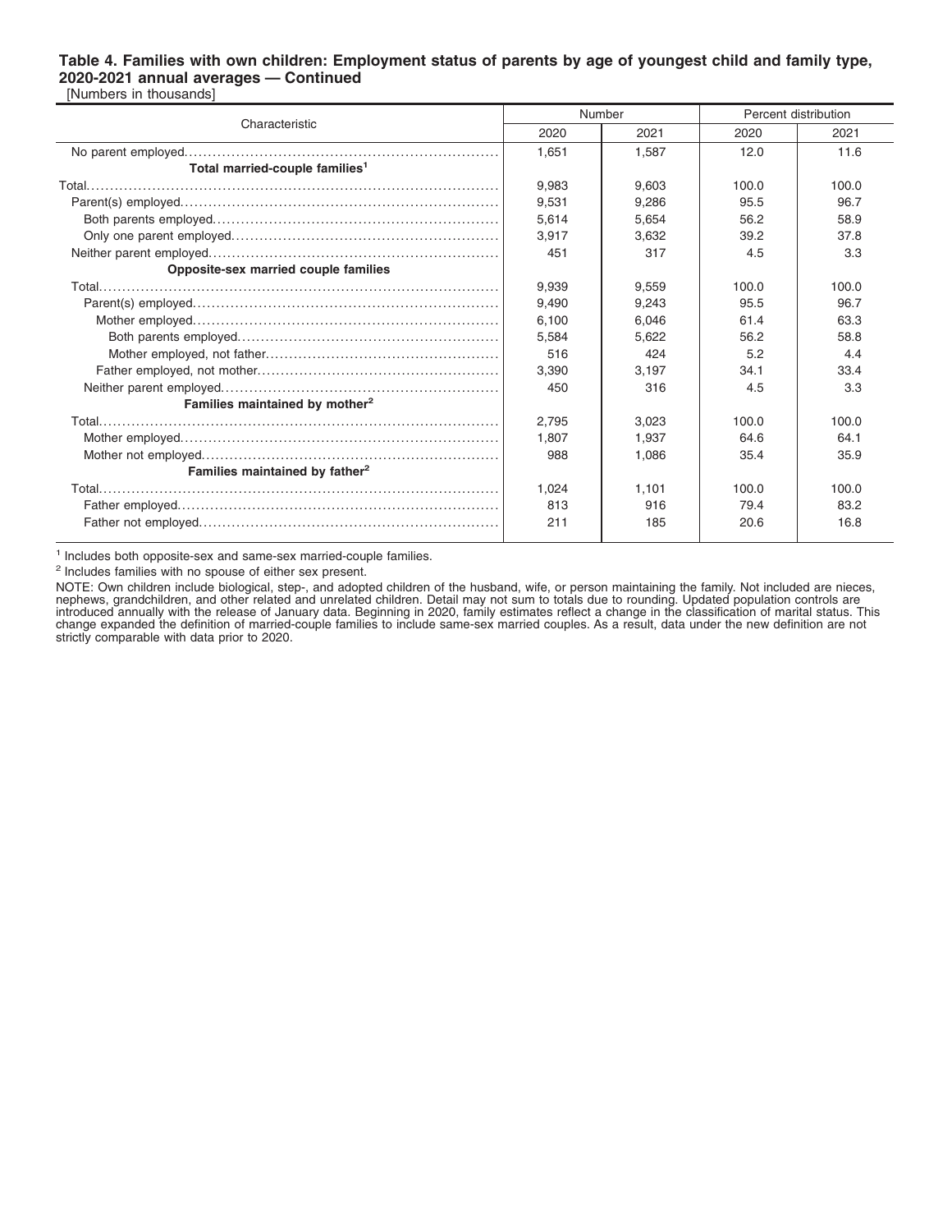**Table 4. Families with own children: Employment status of parents by age of youngest child and family type, 2020-2021 annual averages — Continued**

[Numbers in thousands]

| Characteristic | Number | | Percent distribution | |
|---|---|---|---|---|
| | 2020 | 2021 | 2020 | 2021 |
| No parent employed | 1,651 | 1,587 | 12.0 | 11.6 |
| **Total married-couple families[1]** | | | | |
| Total | 9,983 | 9,603 | 100.0 | 100.0 |
| Parent(s) employed | 9,531 | 9,286 | 95.5 | 96.7 |
| Both parents employed | 5,614 | 5,654 | 56.2 | 58.9 |
| Only one parent employed | 3,917 | 3,632 | 39.2 | 37.8 |
| Neither parent employed | 451 | 317 | 4.5 | 3.3 |
| **Opposite-sex married couple families** | | | | |
| Total | 9,939 | 9,559 | 100.0 | 100.0 |
| Parent(s) employed | 9,490 | 9,243 | 95.5 | 96.7 |
| Mother employed | 6,100 | 6,046 | 61.4 | 63.3 |
| Both parents employed | 5,584 | 5,622 | 56.2 | 58.8 |
| Mother employed, not father | 516 | 424 | 5.2 | 4.4 |
| Father employed, not mother | 3,390 | 3,197 | 34.1 | 33.4 |
| Neither parent employed | 450 | 316 | 4.5 | 3.3 |
| **Families maintained by mother[2]** | | | | |
| Total | 2,795 | 3,023 | 100.0 | 100.0 |
| Mother employed | 1,807 | 1,937 | 64.6 | 64.1 |
| Mother not employed | 988 | 1,086 | 35.4 | 35.9 |
| **Families maintained by father[2]** | | | | |
| Total | 1,024 | 1,101 | 100.0 | 100.0 |
| Father employed | 813 | 916 | 79.4 | 83.2 |
| Father not employed | 211 | 185 | 20.6 | 16.8 |

[1] Includes both opposite-sex and same-sex married-couple families.

[2] Includes families with no spouse of either sex present.

NOTE: Own children include biological, step-, and adopted children of the husband, wife, or person maintaining the family. Not included are nieces, nephews, grandchildren, and other related and unrelated children. Detail may not sum to totals due to rounding. Updated population controls are introduced annually with the release of January data. Beginning in 2020, family estimates reflect a change in the classification of marital status. This change expanded the definition of married-couple families to include same-sex married couples. As a result, data under the new definition are not strictly comparable with data prior to 2020.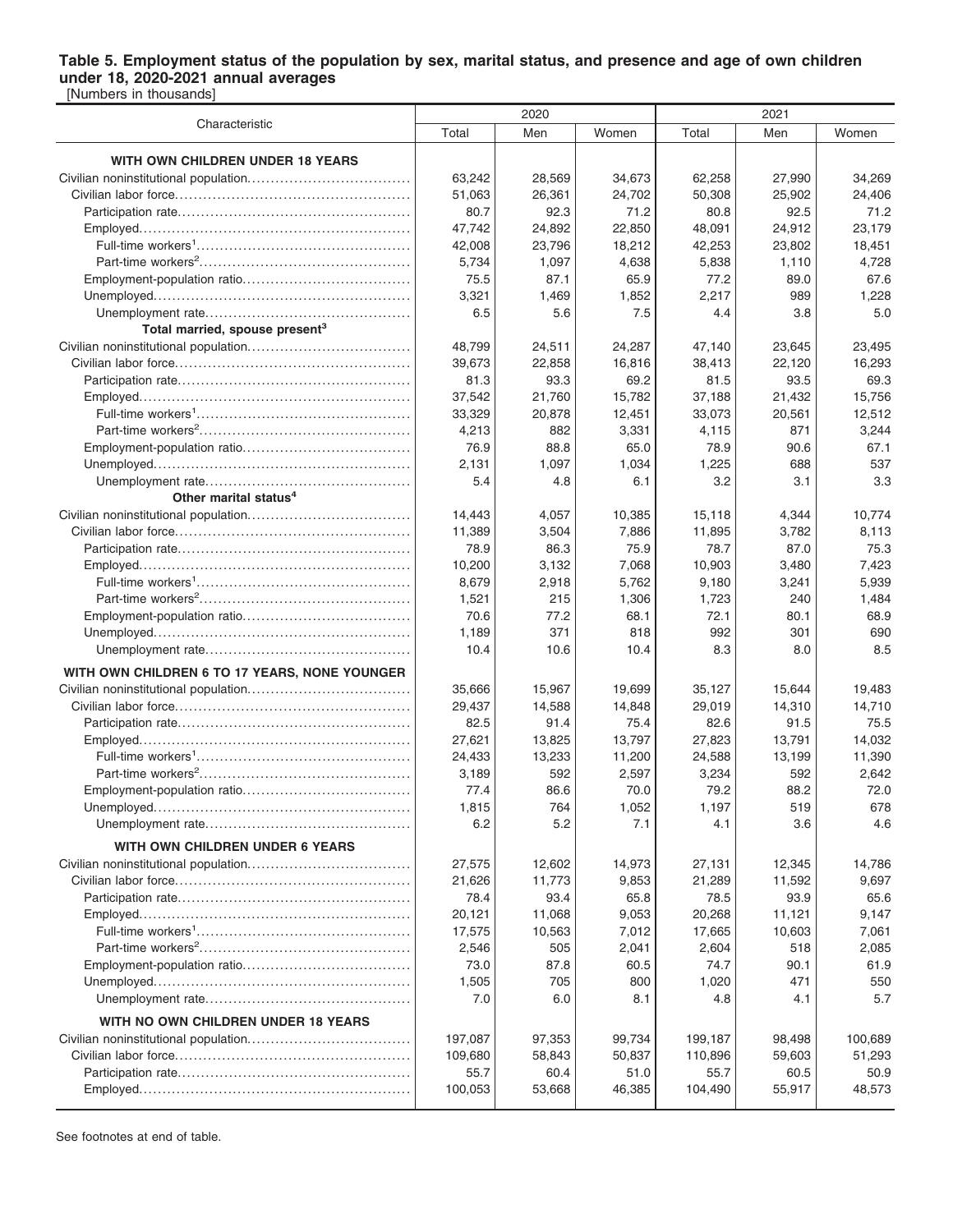**Table 5. Employment status of the population by sex, marital status, and presence and age of own children under 18, 2020-2021 annual averages**

[Numbers in thousands]

| Characteristic | 2020 | | | 2021 | | |
|---|---|---|---|---|---|---|
| | Total | Men | Women | Total | Men | Women |
| **WITH OWN CHILDREN UNDER 18 YEARS** | | | | | | |
| Civilian noninstitutional population | 63,242 | 28,569 | 34,673 | 62,258 | 27,990 | 34,269 |
| Civilian labor force | 51,063 | 26,361 | 24,702 | 50,308 | 25,902 | 24,406 |
| Participation rate | 80.7 | 92.3 | 71.2 | 80.8 | 92.5 | 71.2 |
| Employed | 47,742 | 24,892 | 22,850 | 48,091 | 24,912 | 23,179 |
| Full-time workers[1] | 42,008 | 23,796 | 18,212 | 42,253 | 23,802 | 18,451 |
| Part-time workers[2] | 5,734 | 1,097 | 4,638 | 5,838 | 1,110 | 4,728 |
| Employment-population ratio | 75.5 | 87.1 | 65.9 | 77.2 | 89.0 | 67.6 |
| Unemployed | 3,321 | 1,469 | 1,852 | 2,217 | 989 | 1,228 |
| Unemployment rate | 6.5 | 5.6 | 7.5 | 4.4 | 3.8 | 5.0 |
| **Total married, spouse present[3]** | | | | | | |
| Civilian noninstitutional population | 48,799 | 24,511 | 24,287 | 47,140 | 23,645 | 23,495 |
| Civilian labor force | 39,673 | 22,858 | 16,816 | 38,413 | 22,120 | 16,293 |
| Participation rate | 81.3 | 93.3 | 69.2 | 81.5 | 93.5 | 69.3 |
| Employed | 37,542 | 21,760 | 15,782 | 37,188 | 21,432 | 15,756 |
| Full-time workers[1] | 33,329 | 20,878 | 12,451 | 33,073 | 20,561 | 12,512 |
| Part-time workers[2] | 4,213 | 882 | 3,331 | 4,115 | 871 | 3,244 |
| Employment-population ratio | 76.9 | 88.8 | 65.0 | 78.9 | 90.6 | 67.1 |
| Unemployed | 2,131 | 1,097 | 1,034 | 1,225 | 688 | 537 |
| Unemployment rate | 5.4 | 4.8 | 6.1 | 3.2 | 3.1 | 3.3 |
| **Other marital status[4]** | | | | | | |
| Civilian noninstitutional population | 14,443 | 4,057 | 10,385 | 15,118 | 4,344 | 10,774 |
| Civilian labor force | 11,389 | 3,504 | 7,886 | 11,895 | 3,782 | 8,113 |
| Participation rate | 78.9 | 86.3 | 75.9 | 78.7 | 87.0 | 75.3 |
| Employed | 10,200 | 3,132 | 7,068 | 10,903 | 3,480 | 7,423 |
| Full-time workers[1] | 8,679 | 2,918 | 5,762 | 9,180 | 3,241 | 5,939 |
| Part-time workers[2] | 1,521 | 215 | 1,306 | 1,723 | 240 | 1,484 |
| Employment-population ratio | 70.6 | 77.2 | 68.1 | 72.1 | 80.1 | 68.9 |
| Unemployed | 1,189 | 371 | 818 | 992 | 301 | 690 |
| Unemployment rate | 10.4 | 10.6 | 10.4 | 8.3 | 8.0 | 8.5 |
| **WITH OWN CHILDREN 6 TO 17 YEARS, NONE YOUNGER** | | | | | | |
| Civilian noninstitutional population | 35,666 | 15,967 | 19,699 | 35,127 | 15,644 | 19,483 |
| Civilian labor force | 29,437 | 14,588 | 14,848 | 29,019 | 14,310 | 14,710 |
| Participation rate | 82.5 | 91.4 | 75.4 | 82.6 | 91.5 | 75.5 |
| Employed | 27,621 | 13,825 | 13,797 | 27,823 | 13,791 | 14,032 |
| Full-time workers[1] | 24,433 | 13,233 | 11,200 | 24,588 | 13,199 | 11,390 |
| Part-time workers[2] | 3,189 | 592 | 2,597 | 3,234 | 592 | 2,642 |
| Employment-population ratio | 77.4 | 86.6 | 70.0 | 79.2 | 88.2 | 72.0 |
| Unemployed | 1,815 | 764 | 1,052 | 1,197 | 519 | 678 |
| Unemployment rate | 6.2 | 5.2 | 7.1 | 4.1 | 3.6 | 4.6 |
| **WITH OWN CHILDREN UNDER 6 YEARS** | | | | | | |
| Civilian noninstitutional population | 27,575 | 12,602 | 14,973 | 27,131 | 12,345 | 14,786 |
| Civilian labor force | 21,626 | 11,773 | 9,853 | 21,289 | 11,592 | 9,697 |
| Participation rate | 78.4 | 93.4 | 65.8 | 78.5 | 93.9 | 65.6 |
| Employed | 20,121 | 11,068 | 9,053 | 20,268 | 11,121 | 9,147 |
| Full-time workers[1] | 17,575 | 10,563 | 7,012 | 17,665 | 10,603 | 7,061 |
| Part-time workers[2] | 2,546 | 505 | 2,041 | 2,604 | 518 | 2,085 |
| Employment-population ratio | 73.0 | 87.8 | 60.5 | 74.7 | 90.1 | 61.9 |
| Unemployed | 1,505 | 705 | 800 | 1,020 | 471 | 550 |
| Unemployment rate | 7.0 | 6.0 | 8.1 | 4.8 | 4.1 | 5.7 |
| **WITH NO OWN CHILDREN UNDER 18 YEARS** | | | | | | |
| Civilian noninstitutional population | 197,087 | 97,353 | 99,734 | 199,187 | 98,498 | 100,689 |
| Civilian labor force | 109,680 | 58,843 | 50,837 | 110,896 | 59,603 | 51,293 |
| Participation rate | 55.7 | 60.4 | 51.0 | 55.7 | 60.5 | 50.9 |
| Employed | 100,053 | 53,668 | 46,385 | 104,490 | 55,917 | 48,573 |

See footnotes at end of table.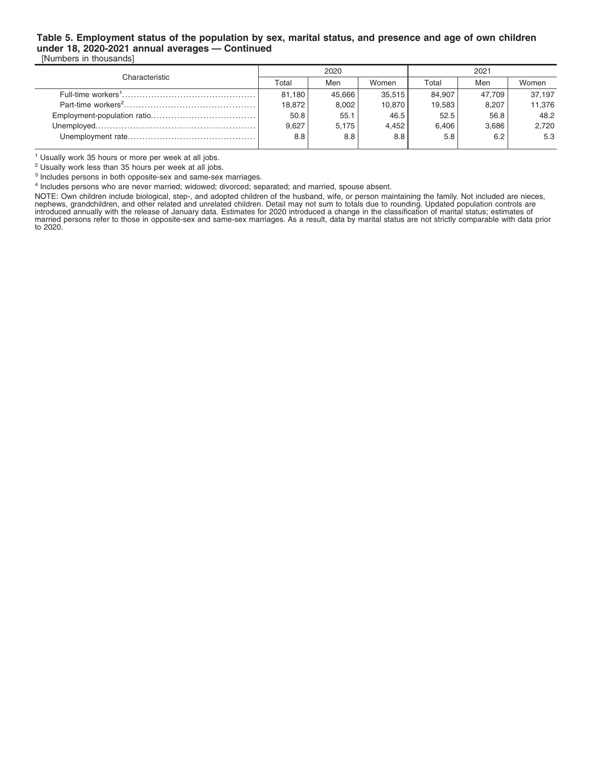**Table 5. Employment status of the population by sex, marital status, and presence and age of own children under 18, 2020-2021 annual averages — Continued**

[Numbers in thousands]

| Characteristic | 2020 | | | 2021 | | |
|---|---|---|---|---|---|---|
| | Total | Men | Women | Total | Men | Women |
| Full-time workers[1] | 81,180 | 45,666 | 35,515 | 84,907 | 47,709 | 37,197 |
| Part-time workers[2] | 18,872 | 8,002 | 10,870 | 19,583 | 8,207 | 11,376 |
| Employment-population ratio | 50.8 | 55.1 | 46.5 | 52.5 | 56.8 | 48.2 |
| Unemployed | 9,627 | 5,175 | 4,452 | 6,406 | 3,686 | 2,720 |
| Unemployment rate | 8.8 | 8.8 | 8.8 | 5.8 | 6.2 | 5.3 |

[1] Usually work 35 hours or more per week at all jobs.

[2] Usually work less than 35 hours per week at all jobs.

[3] Includes persons in both opposite-sex and same-sex marriages.

[4] Includes persons who are never married; widowed; divorced; separated; and married, spouse absent.

NOTE: Own children include biological, step-, and adopted children of the husband, wife, or person maintaining the family. Not included are nieces, nephews, grandchildren, and other related and unrelated children. Detail may not sum to totals due to rounding. Updated population controls are introduced annually with the release of January data. Estimates for 2020 introduced a change in the classification of marital status; estimates of married persons refer to those in opposite-sex and same-sex marriages. As a result, data by marital status are not strictly comparable with data prior to 2020.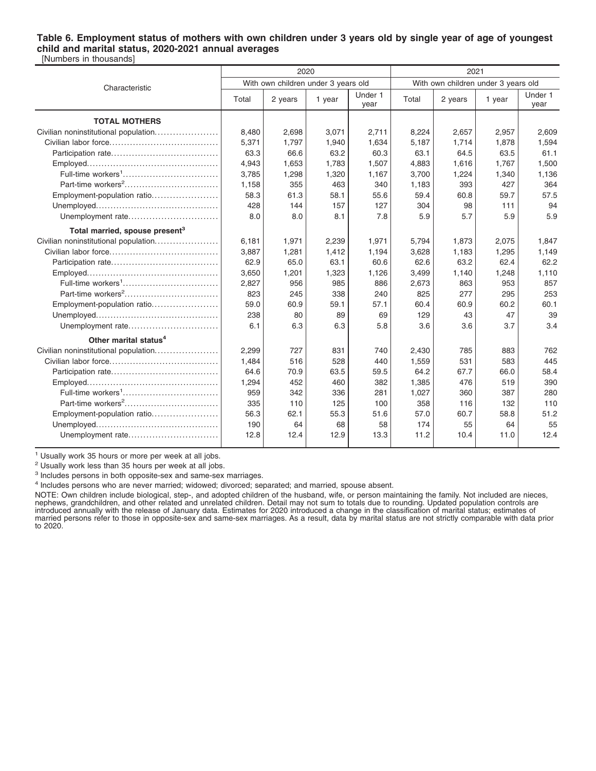**Table 6. Employment status of mothers with own children under 3 years old by single year of age of youngest child and marital status, 2020-2021 annual averages**

[Numbers in thousands]

| Characteristic | 2020 | | | | 2021 | | | |
|---|---|---|---|---|---|---|---|---|
| | With own children under 3 years old | | | | With own children under 3 years old | | | |
| | Total | 2 years | 1 year | Under 1 year | Total | 2 years | 1 year | Under 1 year |
| **TOTAL MOTHERS** | | | | | | | | |
| Civilian noninstitutional population | 8,480 | 2,698 | 3,071 | 2,711 | 8,224 | 2,657 | 2,957 | 2,609 |
| Civilian labor force | 5,371 | 1,797 | 1,940 | 1,634 | 5,187 | 1,714 | 1,878 | 1,594 |
| Participation rate | 63.3 | 66.6 | 63.2 | 60.3 | 63.1 | 64.5 | 63.5 | 61.1 |
| Employed | 4,943 | 1,653 | 1,783 | 1,507 | 4,883 | 1,616 | 1,767 | 1,500 |
| Full-time workers[1] | 3,785 | 1,298 | 1,320 | 1,167 | 3,700 | 1,224 | 1,340 | 1,136 |
| Part-time workers[2] | 1,158 | 355 | 463 | 340 | 1,183 | 393 | 427 | 364 |
| Employment-population ratio | 58.3 | 61.3 | 58.1 | 55.6 | 59.4 | 60.8 | 59.7 | 57.5 |
| Unemployed | 428 | 144 | 157 | 127 | 304 | 98 | 111 | 94 |
| Unemployment rate | 8.0 | 8.0 | 8.1 | 7.8 | 5.9 | 5.7 | 5.9 | 5.9 |
| **Total married, spouse present[3]** | | | | | | | | |
| Civilian noninstitutional population | 6,181 | 1,971 | 2,239 | 1,971 | 5,794 | 1,873 | 2,075 | 1,847 |
| Civilian labor force | 3,887 | 1,281 | 1,412 | 1,194 | 3,628 | 1,183 | 1,295 | 1,149 |
| Participation rate | 62.9 | 65.0 | 63.1 | 60.6 | 62.6 | 63.2 | 62.4 | 62.2 |
| Employed | 3,650 | 1,201 | 1,323 | 1,126 | 3,499 | 1,140 | 1,248 | 1,110 |
| Full-time workers[1] | 2,827 | 956 | 985 | 886 | 2,673 | 863 | 953 | 857 |
| Part-time workers[2] | 823 | 245 | 338 | 240 | 825 | 277 | 295 | 253 |
| Employment-population ratio | 59.0 | 60.9 | 59.1 | 57.1 | 60.4 | 60.9 | 60.2 | 60.1 |
| Unemployed | 238 | 80 | 89 | 69 | 129 | 43 | 47 | 39 |
| Unemployment rate | 6.1 | 6.3 | 6.3 | 5.8 | 3.6 | 3.6 | 3.7 | 3.4 |
| **Other marital status[4]** | | | | | | | | |
| Civilian noninstitutional population | 2,299 | 727 | 831 | 740 | 2,430 | 785 | 883 | 762 |
| Civilian labor force | 1,484 | 516 | 528 | 440 | 1,559 | 531 | 583 | 445 |
| Participation rate | 64.6 | 70.9 | 63.5 | 59.5 | 64.2 | 67.7 | 66.0 | 58.4 |
| Employed | 1,294 | 452 | 460 | 382 | 1,385 | 476 | 519 | 390 |
| Full-time workers[1] | 959 | 342 | 336 | 281 | 1,027 | 360 | 387 | 280 |
| Part-time workers[2] | 335 | 110 | 125 | 100 | 358 | 116 | 132 | 110 |
| Employment-population ratio | 56.3 | 62.1 | 55.3 | 51.6 | 57.0 | 60.7 | 58.8 | 51.2 |
| Unemployed | 190 | 64 | 68 | 58 | 174 | 55 | 64 | 55 |
| Unemployment rate | 12.8 | 12.4 | 12.9 | 13.3 | 11.2 | 10.4 | 11.0 | 12.4 |

[1] Usually work 35 hours or more per week at all jobs.

[2] Usually work less than 35 hours per week at all jobs.

[3] Includes persons in both opposite-sex and same-sex marriages.

[4] Includes persons who are never married; widowed; divorced; separated; and married, spouse absent.

NOTE: Own children include biological, step-, and adopted children of the husband, wife, or person maintaining the family. Not included are nieces, nephews, grandchildren, and other related and unrelated children. Detail may not sum to totals due to rounding. Updated population controls are introduced annually with the release of January data. Estimates for 2020 introduced a change in the classification of marital status; estimates of married persons refer to those in opposite-sex and same-sex marriages. As a result, data by marital status are not strictly comparable with data prior to 2020.